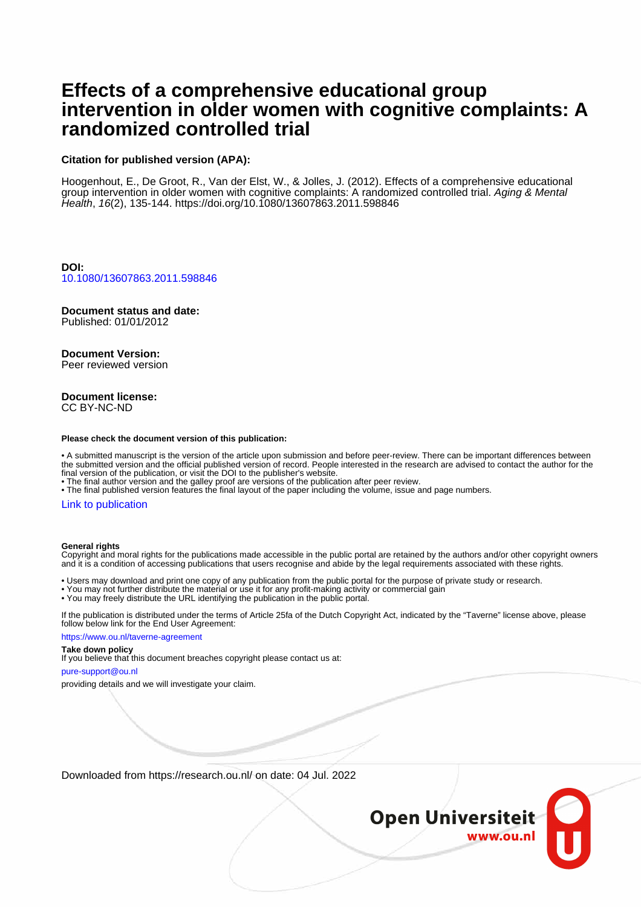# Effects of a comprehensive educational group intervention in older women with cognitive complaints: A randomized controlled trial

**Citation for published version (APA):**

Hoogenhout, E., De Groot, R., Van der Elst, W., & Jolles, J. (2012). Effects of a comprehensive educational group intervention in older women with cognitive complaints: A randomized controlled trial. *Aging & Mental Health*, *16*(2), 135-144. https://doi.org/10.1080/13607863.2011.598846

**DOI:**
10.1080/13607863.2011.598846

**Document status and date:**
Published: 01/01/2012

**Document Version:**
Peer reviewed version

**Document license:**
CC BY-NC-ND

**Please check the document version of this publication:**

- A submitted manuscript is the version of the article upon submission and before peer-review. There can be important differences between the submitted version and the official published version of record. People interested in the research are advised to contact the author for the final version of the publication, or visit the DOI to the publisher's website.
- The final author version and the galley proof are versions of the publication after peer review.
- The final published version features the final layout of the paper including the volume, issue and page numbers.

Link to publication

**General rights**
Copyright and moral rights for the publications made accessible in the public portal are retained by the authors and/or other copyright owners and it is a condition of accessing publications that users recognise and abide by the legal requirements associated with these rights.

- Users may download and print one copy of any publication from the public portal for the purpose of private study or research.
- You may not further distribute the material or use it for any profit-making activity or commercial gain
- You may freely distribute the URL identifying the publication in the public portal.

If the publication is distributed under the terms of Article 25fa of the Dutch Copyright Act, indicated by the "Taverne" license above, please follow below link for the End User Agreement:

https://www.ou.nl/taverne-agreement

**Take down policy**
If you believe that this document breaches copyright please contact us at:

pure-support@ou.nl

providing details and we will investigate your claim.

Downloaded from https://research.ou.nl/ on date: 04 Jul. 2022

Open Universiteit
www.ou.nl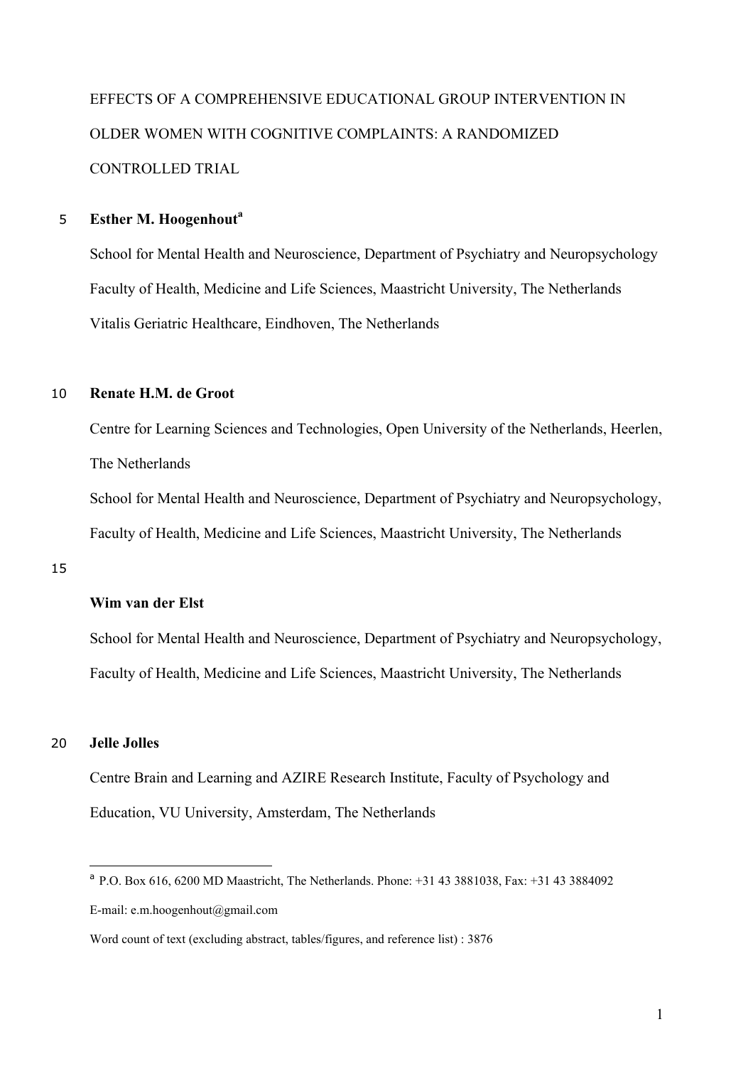EFFECTS OF A COMPREHENSIVE EDUCATIONAL GROUP INTERVENTION IN OLDER WOMEN WITH COGNITIVE COMPLAINTS: A RANDOMIZED CONTROLLED TRIAL

**Esther M. Hoogenhout**[a]

School for Mental Health and Neuroscience, Department of Psychiatry and Neuropsychology

Faculty of Health, Medicine and Life Sciences, Maastricht University, The Netherlands

Vitalis Geriatric Healthcare, Eindhoven, The Netherlands

**Renate H.M. de Groot**

Centre for Learning Sciences and Technologies, Open University of the Netherlands, Heerlen, The Netherlands

School for Mental Health and Neuroscience, Department of Psychiatry and Neuropsychology, Faculty of Health, Medicine and Life Sciences, Maastricht University, The Netherlands

**Wim van der Elst**

School for Mental Health and Neuroscience, Department of Psychiatry and Neuropsychology, Faculty of Health, Medicine and Life Sciences, Maastricht University, The Netherlands

**Jelle Jolles**

Centre Brain and Learning and AZIRE Research Institute, Faculty of Psychology and Education, VU University, Amsterdam, The Netherlands

---

[a] P.O. Box 616, 6200 MD Maastricht, The Netherlands. Phone: +31 43 3881038, Fax: +31 43 3884092

E-mail: e.m.hoogenhout@gmail.com

Word count of text (excluding abstract, tables/figures, and reference list) : 3876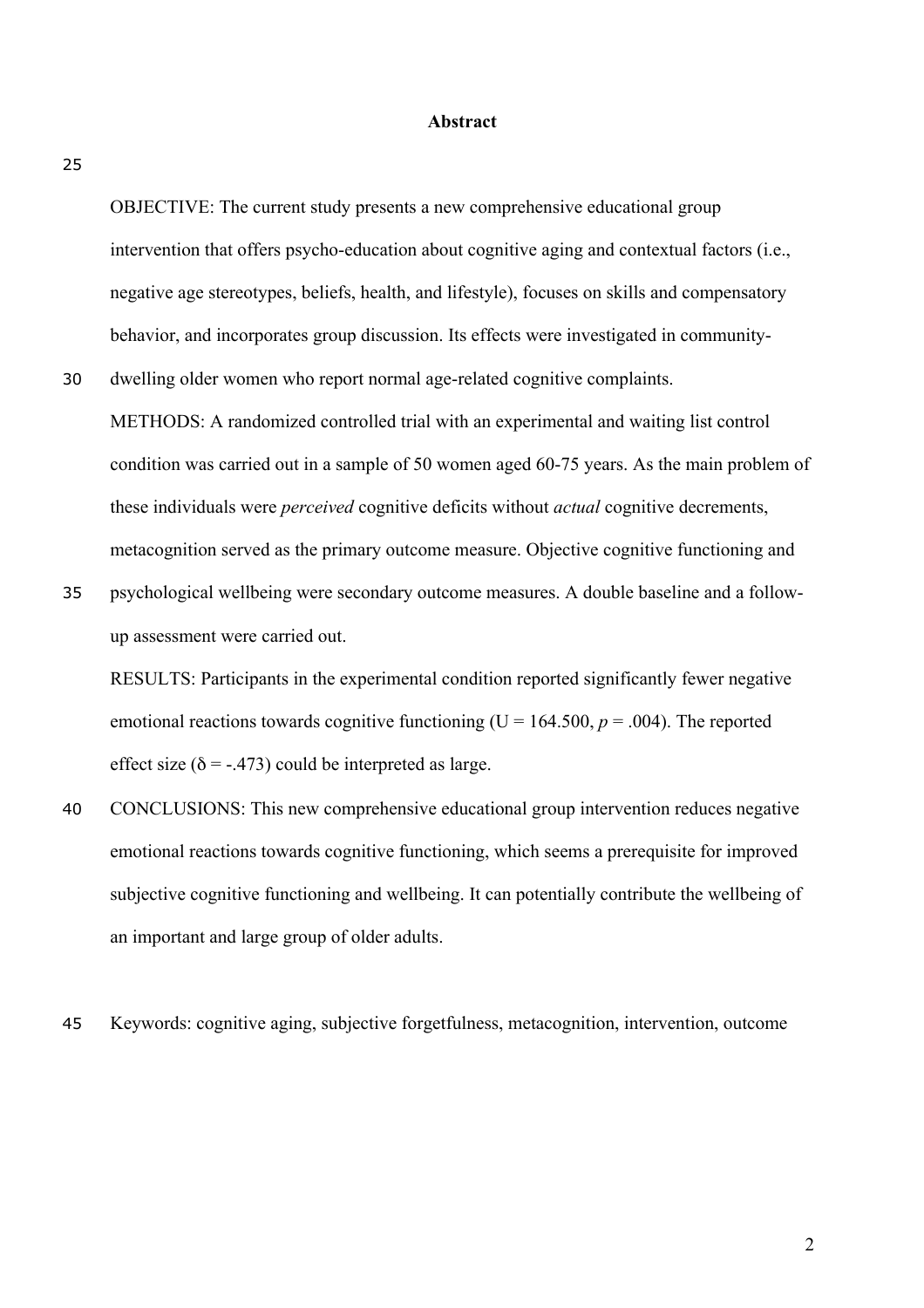# Abstract

OBJECTIVE: The current study presents a new comprehensive educational group intervention that offers psycho-education about cognitive aging and contextual factors (i.e., negative age stereotypes, beliefs, health, and lifestyle), focuses on skills and compensatory behavior, and incorporates group discussion. Its effects were investigated in community-dwelling older women who report normal age-related cognitive complaints.

METHODS: A randomized controlled trial with an experimental and waiting list control condition was carried out in a sample of 50 women aged 60-75 years. As the main problem of these individuals were *perceived* cognitive deficits without *actual* cognitive decrements, metacognition served as the primary outcome measure. Objective cognitive functioning and psychological wellbeing were secondary outcome measures. A double baseline and a follow-up assessment were carried out.

RESULTS: Participants in the experimental condition reported significantly fewer negative emotional reactions towards cognitive functioning ($U = 164.500$, $p = .004$). The reported effect size ($\delta = -.473$) could be interpreted as large.

CONCLUSIONS: This new comprehensive educational group intervention reduces negative emotional reactions towards cognitive functioning, which seems a prerequisite for improved subjective cognitive functioning and wellbeing. It can potentially contribute the wellbeing of an important and large group of older adults.

Keywords: cognitive aging, subjective forgetfulness, metacognition, intervention, outcome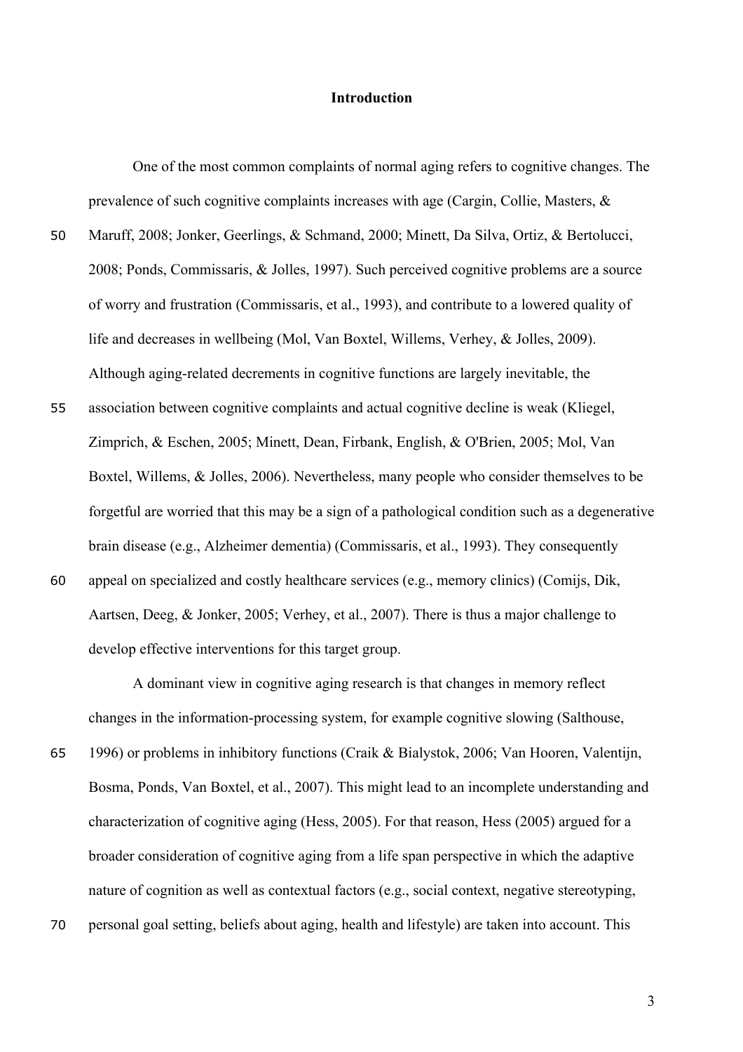## Introduction

One of the most common complaints of normal aging refers to cognitive changes. The prevalence of such cognitive complaints increases with age (Cargin, Collie, Masters, & Maruff, 2008; Jonker, Geerlings, & Schmand, 2000; Minett, Da Silva, Ortiz, & Bertolucci, 2008; Ponds, Commissaris, & Jolles, 1997). Such perceived cognitive problems are a source of worry and frustration (Commissaris, et al., 1993), and contribute to a lowered quality of life and decreases in wellbeing (Mol, Van Boxtel, Willems, Verhey, & Jolles, 2009). Although aging-related decrements in cognitive functions are largely inevitable, the association between cognitive complaints and actual cognitive decline is weak (Kliegel, Zimprich, & Eschen, 2005; Minett, Dean, Firbank, English, & O'Brien, 2005; Mol, Van Boxtel, Willems, & Jolles, 2006). Nevertheless, many people who consider themselves to be forgetful are worried that this may be a sign of a pathological condition such as a degenerative brain disease (e.g., Alzheimer dementia) (Commissaris, et al., 1993). They consequently appeal on specialized and costly healthcare services (e.g., memory clinics) (Comijs, Dik, Aartsen, Deeg, & Jonker, 2005; Verhey, et al., 2007). There is thus a major challenge to develop effective interventions for this target group.

A dominant view in cognitive aging research is that changes in memory reflect changes in the information-processing system, for example cognitive slowing (Salthouse, 1996) or problems in inhibitory functions (Craik & Bialystok, 2006; Van Hooren, Valentijn, Bosma, Ponds, Van Boxtel, et al., 2007). This might lead to an incomplete understanding and characterization of cognitive aging (Hess, 2005). For that reason, Hess (2005) argued for a broader consideration of cognitive aging from a life span perspective in which the adaptive nature of cognition as well as contextual factors (e.g., social context, negative stereotyping, personal goal setting, beliefs about aging, health and lifestyle) are taken into account. This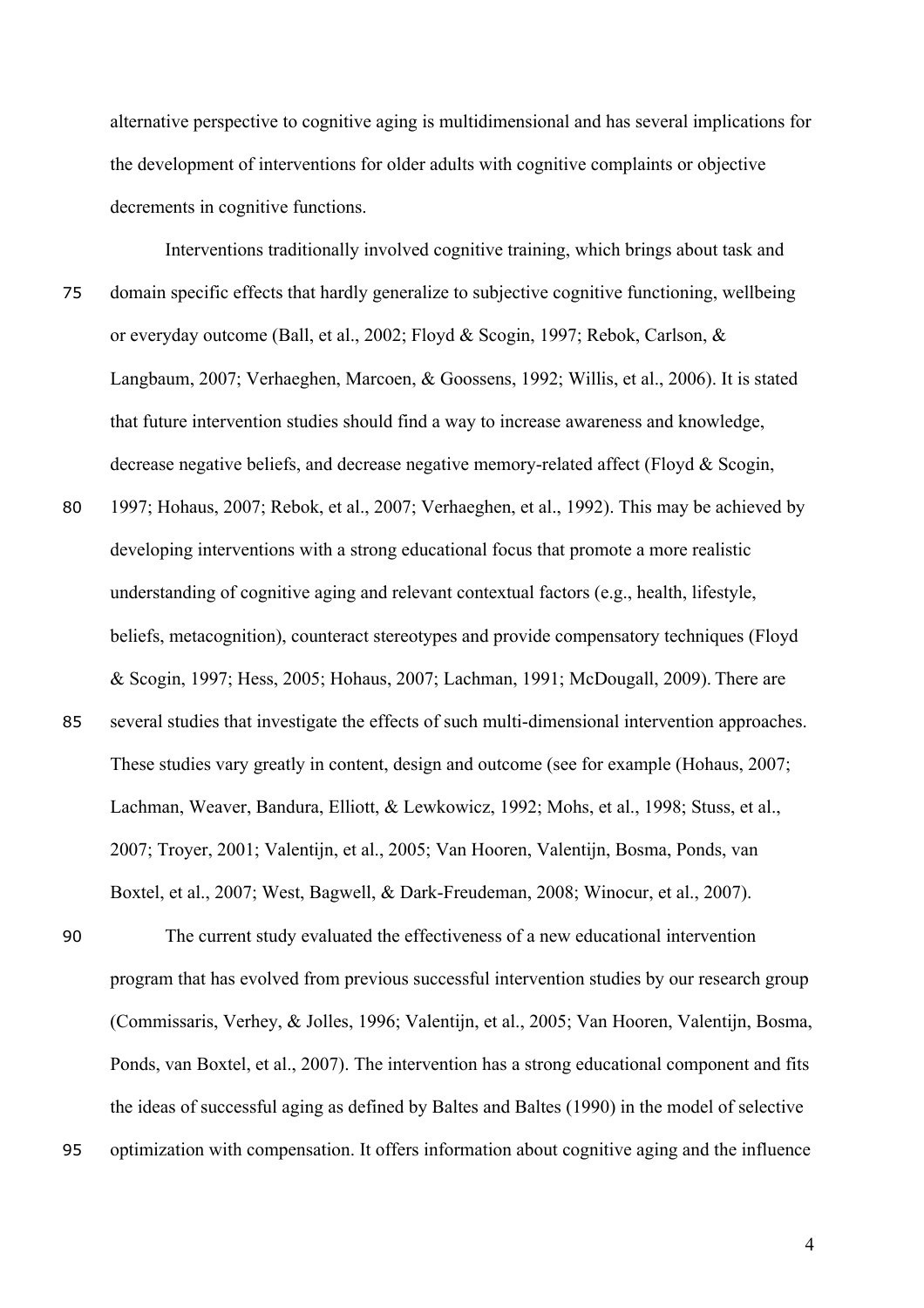alternative perspective to cognitive aging is multidimensional and has several implications for the development of interventions for older adults with cognitive complaints or objective decrements in cognitive functions.

Interventions traditionally involved cognitive training, which brings about task and domain specific effects that hardly generalize to subjective cognitive functioning, wellbeing or everyday outcome (Ball, et al., 2002; Floyd & Scogin, 1997; Rebok, Carlson, & Langbaum, 2007; Verhaeghen, Marcoen, & Goossens, 1992; Willis, et al., 2006). It is stated that future intervention studies should find a way to increase awareness and knowledge, decrease negative beliefs, and decrease negative memory-related affect (Floyd & Scogin, 1997; Hohaus, 2007; Rebok, et al., 2007; Verhaeghen, et al., 1992). This may be achieved by developing interventions with a strong educational focus that promote a more realistic understanding of cognitive aging and relevant contextual factors (e.g., health, lifestyle, beliefs, metacognition), counteract stereotypes and provide compensatory techniques (Floyd & Scogin, 1997; Hess, 2005; Hohaus, 2007; Lachman, 1991; McDougall, 2009). There are several studies that investigate the effects of such multi-dimensional intervention approaches. These studies vary greatly in content, design and outcome (see for example (Hohaus, 2007; Lachman, Weaver, Bandura, Elliott, & Lewkowicz, 1992; Mohs, et al., 1998; Stuss, et al., 2007; Troyer, 2001; Valentijn, et al., 2005; Van Hooren, Valentijn, Bosma, Ponds, van Boxtel, et al., 2007; West, Bagwell, & Dark-Freudeman, 2008; Winocur, et al., 2007).

The current study evaluated the effectiveness of a new educational intervention program that has evolved from previous successful intervention studies by our research group (Commissaris, Verhey, & Jolles, 1996; Valentijn, et al., 2005; Van Hooren, Valentijn, Bosma, Ponds, van Boxtel, et al., 2007). The intervention has a strong educational component and fits the ideas of successful aging as defined by Baltes and Baltes (1990) in the model of selective optimization with compensation. It offers information about cognitive aging and the influence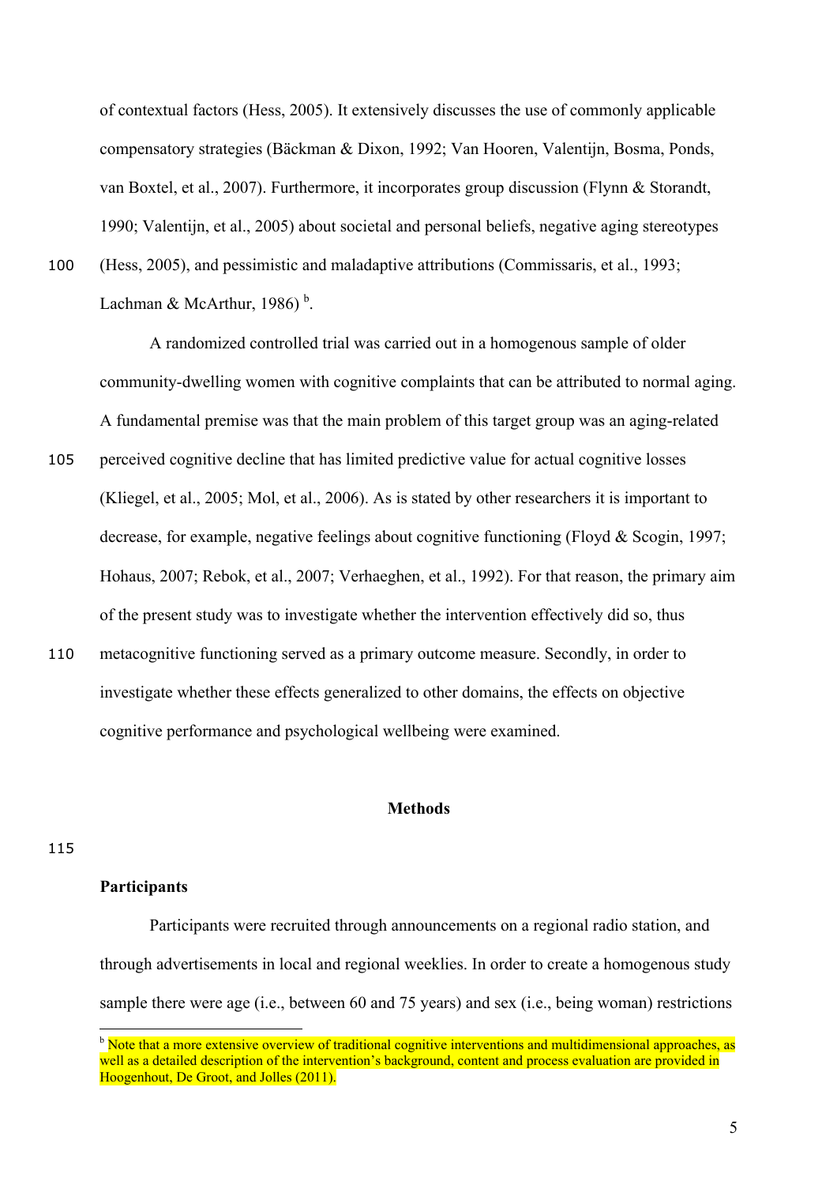of contextual factors (Hess, 2005). It extensively discusses the use of commonly applicable compensatory strategies (Bäckman & Dixon, 1992; Van Hooren, Valentijn, Bosma, Ponds, van Boxtel, et al., 2007). Furthermore, it incorporates group discussion (Flynn & Storandt, 1990; Valentijn, et al., 2005) about societal and personal beliefs, negative aging stereotypes (Hess, 2005), and pessimistic and maladaptive attributions (Commissaris, et al., 1993; Lachman & McArthur, 1986) [b].

A randomized controlled trial was carried out in a homogenous sample of older community-dwelling women with cognitive complaints that can be attributed to normal aging. A fundamental premise was that the main problem of this target group was an aging-related perceived cognitive decline that has limited predictive value for actual cognitive losses (Kliegel, et al., 2005; Mol, et al., 2006). As is stated by other researchers it is important to decrease, for example, negative feelings about cognitive functioning (Floyd & Scogin, 1997; Hohaus, 2007; Rebok, et al., 2007; Verhaeghen, et al., 1992). For that reason, the primary aim of the present study was to investigate whether the intervention effectively did so, thus metacognitive functioning served as a primary outcome measure. Secondly, in order to investigate whether these effects generalized to other domains, the effects on objective cognitive performance and psychological wellbeing were examined.

## Methods

### Participants

Participants were recruited through announcements on a regional radio station, and through advertisements in local and regional weeklies. In order to create a homogenous study sample there were age (i.e., between 60 and 75 years) and sex (i.e., being woman) restrictions

[b] Note that a more extensive overview of traditional cognitive interventions and multidimensional approaches, as well as a detailed description of the intervention's background, content and process evaluation are provided in Hoogenhout, De Groot, and Jolles (2011).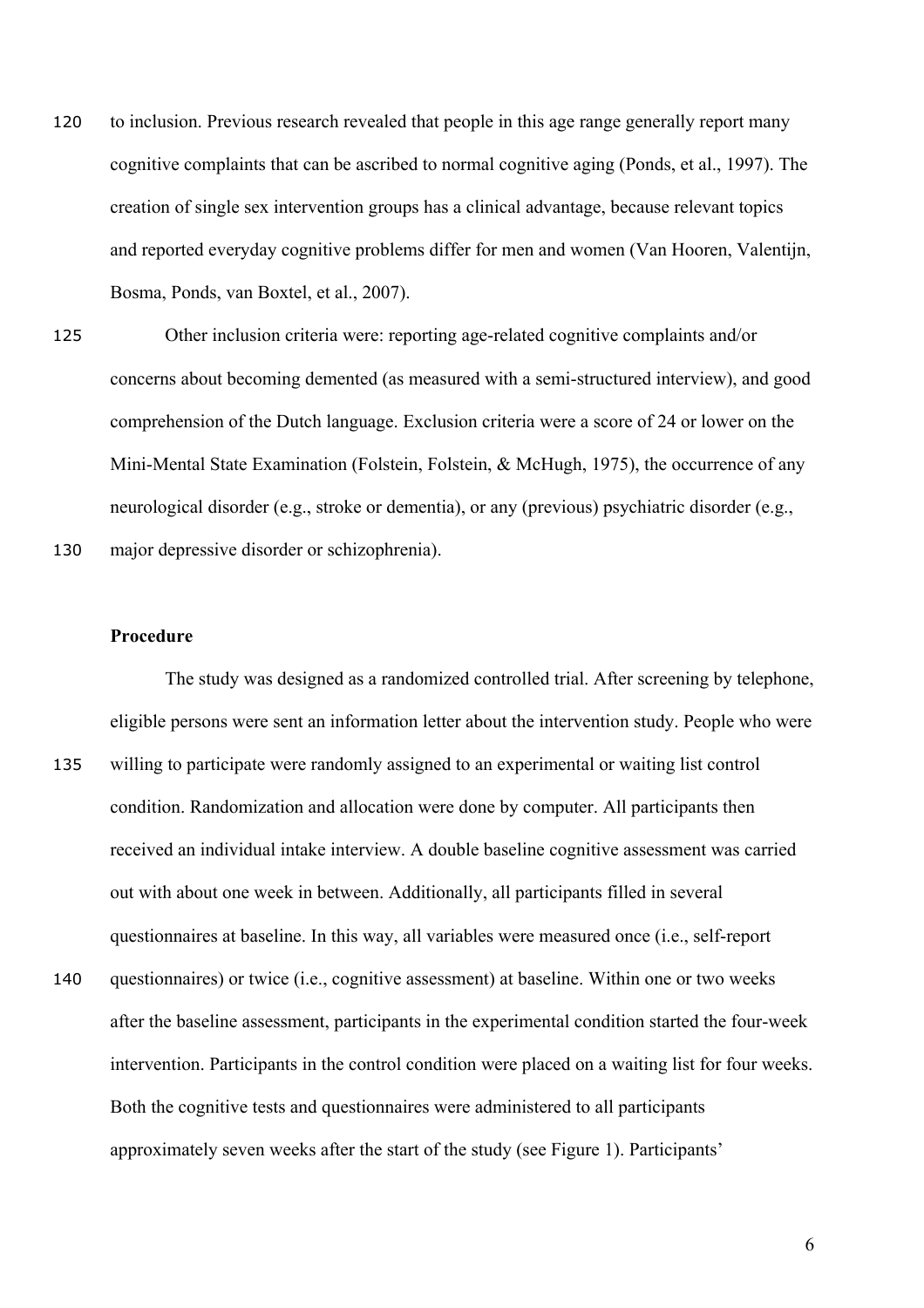to inclusion. Previous research revealed that people in this age range generally report many cognitive complaints that can be ascribed to normal cognitive aging (Ponds, et al., 1997). The creation of single sex intervention groups has a clinical advantage, because relevant topics and reported everyday cognitive problems differ for men and women (Van Hooren, Valentijn, Bosma, Ponds, van Boxtel, et al., 2007).

Other inclusion criteria were: reporting age-related cognitive complaints and/or concerns about becoming demented (as measured with a semi-structured interview), and good comprehension of the Dutch language. Exclusion criteria were a score of 24 or lower on the Mini-Mental State Examination (Folstein, Folstein, & McHugh, 1975), the occurrence of any neurological disorder (e.g., stroke or dementia), or any (previous) psychiatric disorder (e.g., major depressive disorder or schizophrenia).

**Procedure**

The study was designed as a randomized controlled trial. After screening by telephone, eligible persons were sent an information letter about the intervention study. People who were willing to participate were randomly assigned to an experimental or waiting list control condition. Randomization and allocation were done by computer. All participants then received an individual intake interview. A double baseline cognitive assessment was carried out with about one week in between. Additionally, all participants filled in several questionnaires at baseline. In this way, all variables were measured once (i.e., self-report questionnaires) or twice (i.e., cognitive assessment) at baseline. Within one or two weeks after the baseline assessment, participants in the experimental condition started the four-week intervention. Participants in the control condition were placed on a waiting list for four weeks. Both the cognitive tests and questionnaires were administered to all participants approximately seven weeks after the start of the study (see Figure 1). Participants'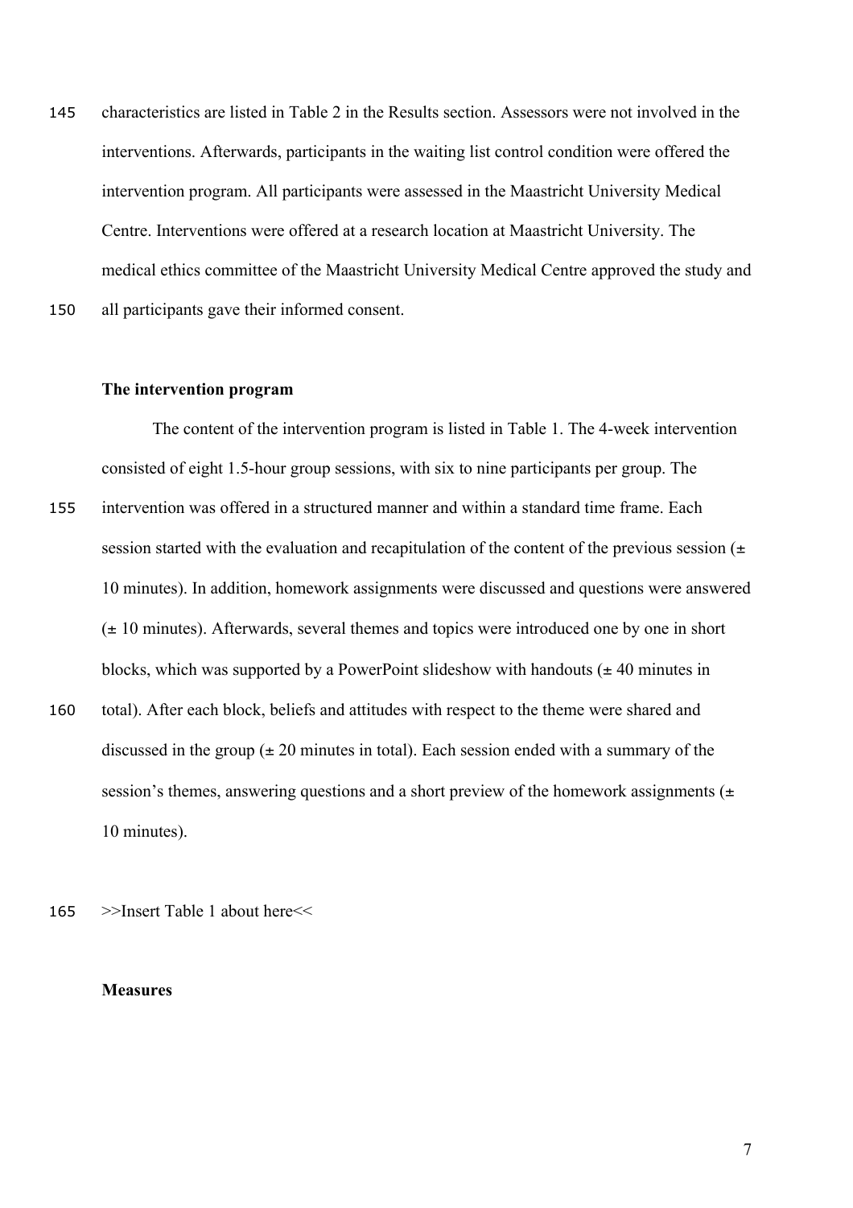characteristics are listed in Table 2 in the Results section. Assessors were not involved in the interventions. Afterwards, participants in the waiting list control condition were offered the intervention program. All participants were assessed in the Maastricht University Medical Centre. Interventions were offered at a research location at Maastricht University. The medical ethics committee of the Maastricht University Medical Centre approved the study and all participants gave their informed consent.

**The intervention program**

The content of the intervention program is listed in Table 1. The 4-week intervention consisted of eight 1.5-hour group sessions, with six to nine participants per group. The intervention was offered in a structured manner and within a standard time frame. Each session started with the evaluation and recapitulation of the content of the previous session (± 10 minutes). In addition, homework assignments were discussed and questions were answered (± 10 minutes). Afterwards, several themes and topics were introduced one by one in short blocks, which was supported by a PowerPoint slideshow with handouts (± 40 minutes in total). After each block, beliefs and attitudes with respect to the theme were shared and discussed in the group (± 20 minutes in total). Each session ended with a summary of the session's themes, answering questions and a short preview of the homework assignments (± 10 minutes).

>>Insert Table 1 about here<<

**Measures**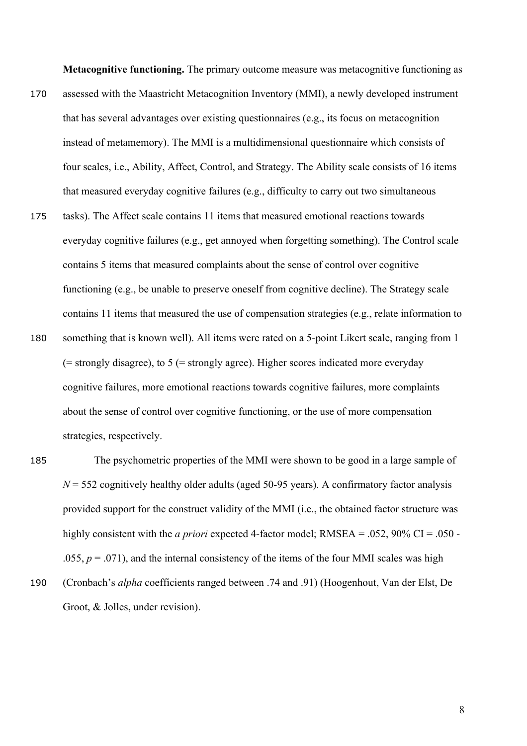**Metacognitive functioning.** The primary outcome measure was metacognitive functioning as assessed with the Maastricht Metacognition Inventory (MMI), a newly developed instrument that has several advantages over existing questionnaires (e.g., its focus on metacognition instead of metamemory). The MMI is a multidimensional questionnaire which consists of four scales, i.e., Ability, Affect, Control, and Strategy. The Ability scale consists of 16 items that measured everyday cognitive failures (e.g., difficulty to carry out two simultaneous tasks). The Affect scale contains 11 items that measured emotional reactions towards everyday cognitive failures (e.g., get annoyed when forgetting something). The Control scale contains 5 items that measured complaints about the sense of control over cognitive functioning (e.g., be unable to preserve oneself from cognitive decline). The Strategy scale contains 11 items that measured the use of compensation strategies (e.g., relate information to something that is known well). All items were rated on a 5-point Likert scale, ranging from 1 (= strongly disagree), to 5 (= strongly agree). Higher scores indicated more everyday cognitive failures, more emotional reactions towards cognitive failures, more complaints about the sense of control over cognitive functioning, or the use of more compensation strategies, respectively.

The psychometric properties of the MMI were shown to be good in a large sample of $N = 552$ cognitively healthy older adults (aged 50-95 years). A confirmatory factor analysis provided support for the construct validity of the MMI (i.e., the obtained factor structure was highly consistent with the *a priori* expected 4-factor model; RMSEA = .052, 90% CI = .050 - .055, $p = .071$), and the internal consistency of the items of the four MMI scales was high (Cronbach's *alpha* coefficients ranged between .74 and .91) (Hoogenhout, Van der Elst, De Groot, & Jolles, under revision).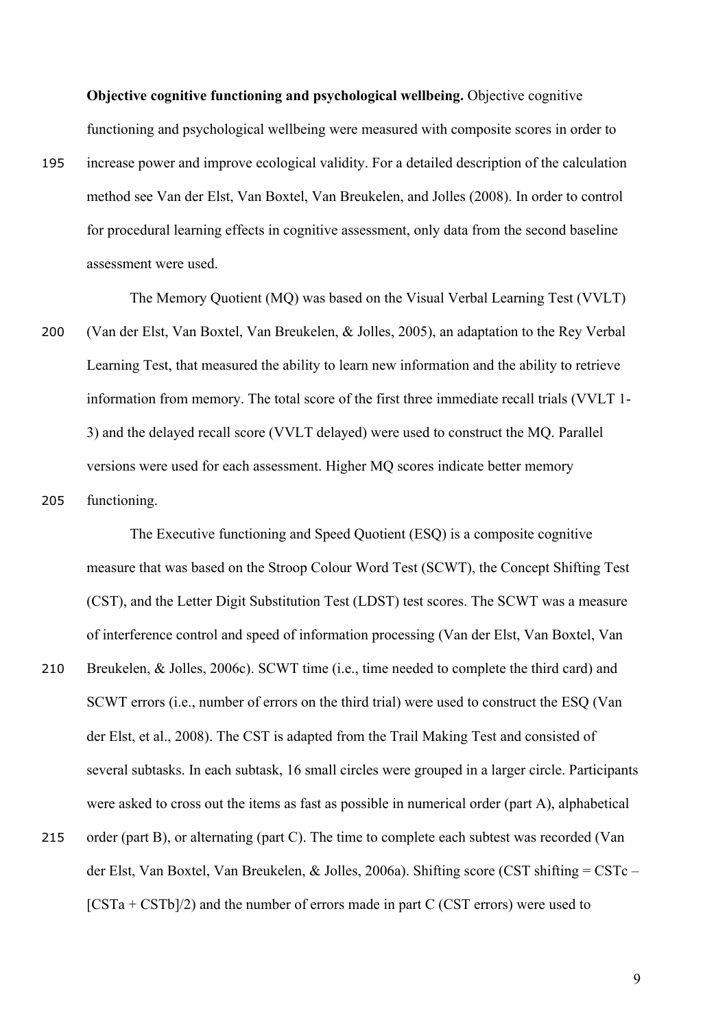**Objective cognitive functioning and psychological wellbeing.** Objective cognitive functioning and psychological wellbeing were measured with composite scores in order to increase power and improve ecological validity. For a detailed description of the calculation method see Van der Elst, Van Boxtel, Van Breukelen, and Jolles (2008). In order to control for procedural learning effects in cognitive assessment, only data from the second baseline assessment were used.

The Memory Quotient (MQ) was based on the Visual Verbal Learning Test (VVLT) (Van der Elst, Van Boxtel, Van Breukelen, & Jolles, 2005), an adaptation to the Rey Verbal Learning Test, that measured the ability to learn new information and the ability to retrieve information from memory. The total score of the first three immediate recall trials (VVLT 1-3) and the delayed recall score (VVLT delayed) were used to construct the MQ. Parallel versions were used for each assessment. Higher MQ scores indicate better memory functioning.

The Executive functioning and Speed Quotient (ESQ) is a composite cognitive measure that was based on the Stroop Colour Word Test (SCWT), the Concept Shifting Test (CST), and the Letter Digit Substitution Test (LDST) test scores. The SCWT was a measure of interference control and speed of information processing (Van der Elst, Van Boxtel, Van Breukelen, & Jolles, 2006c). SCWT time (i.e., time needed to complete the third card) and SCWT errors (i.e., number of errors on the third trial) were used to construct the ESQ (Van der Elst, et al., 2008). The CST is adapted from the Trail Making Test and consisted of several subtasks. In each subtask, 16 small circles were grouped in a larger circle. Participants were asked to cross out the items as fast as possible in numerical order (part A), alphabetical order (part B), or alternating (part C). The time to complete each subtest was recorded (Van der Elst, Van Boxtel, Van Breukelen, & Jolles, 2006a). Shifting score (CST shifting = CSTc – [CSTa + CSTb]/2) and the number of errors made in part C (CST errors) were used to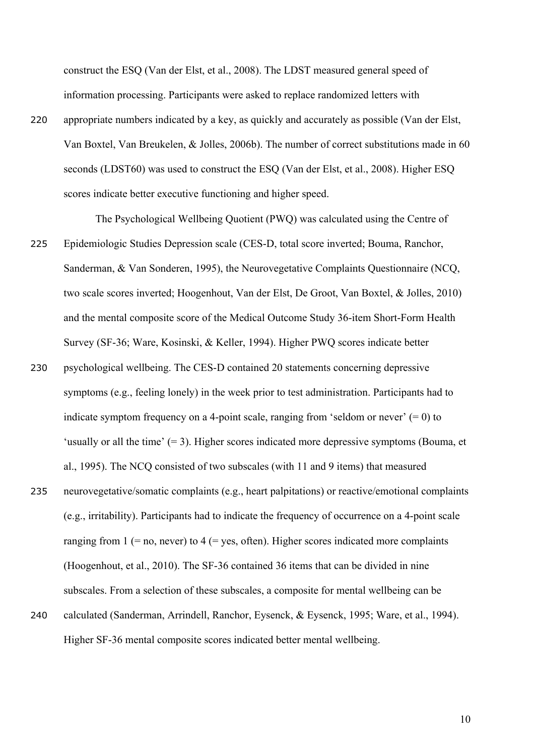construct the ESQ (Van der Elst, et al., 2008). The LDST measured general speed of information processing. Participants were asked to replace randomized letters with appropriate numbers indicated by a key, as quickly and accurately as possible (Van der Elst, Van Boxtel, Van Breukelen, & Jolles, 2006b). The number of correct substitutions made in 60 seconds (LDST60) was used to construct the ESQ (Van der Elst, et al., 2008). Higher ESQ scores indicate better executive functioning and higher speed.

The Psychological Wellbeing Quotient (PWQ) was calculated using the Centre of Epidemiologic Studies Depression scale (CES-D, total score inverted; Bouma, Ranchor, Sanderman, & Van Sonderen, 1995), the Neurovegetative Complaints Questionnaire (NCQ, two scale scores inverted; Hoogenhout, Van der Elst, De Groot, Van Boxtel, & Jolles, 2010) and the mental composite score of the Medical Outcome Study 36-item Short-Form Health Survey (SF-36; Ware, Kosinski, & Keller, 1994). Higher PWQ scores indicate better psychological wellbeing. The CES-D contained 20 statements concerning depressive symptoms (e.g., feeling lonely) in the week prior to test administration. Participants had to indicate symptom frequency on a 4-point scale, ranging from 'seldom or never' (= 0) to 'usually or all the time' (= 3). Higher scores indicated more depressive symptoms (Bouma, et al., 1995). The NCQ consisted of two subscales (with 11 and 9 items) that measured neurovegetative/somatic complaints (e.g., heart palpitations) or reactive/emotional complaints (e.g., irritability). Participants had to indicate the frequency of occurrence on a 4-point scale ranging from 1 (= no, never) to 4 (= yes, often). Higher scores indicated more complaints (Hoogenhout, et al., 2010). The SF-36 contained 36 items that can be divided in nine subscales. From a selection of these subscales, a composite for mental wellbeing can be calculated (Sanderman, Arrindell, Ranchor, Eysenck, & Eysenck, 1995; Ware, et al., 1994). Higher SF-36 mental composite scores indicated better mental wellbeing.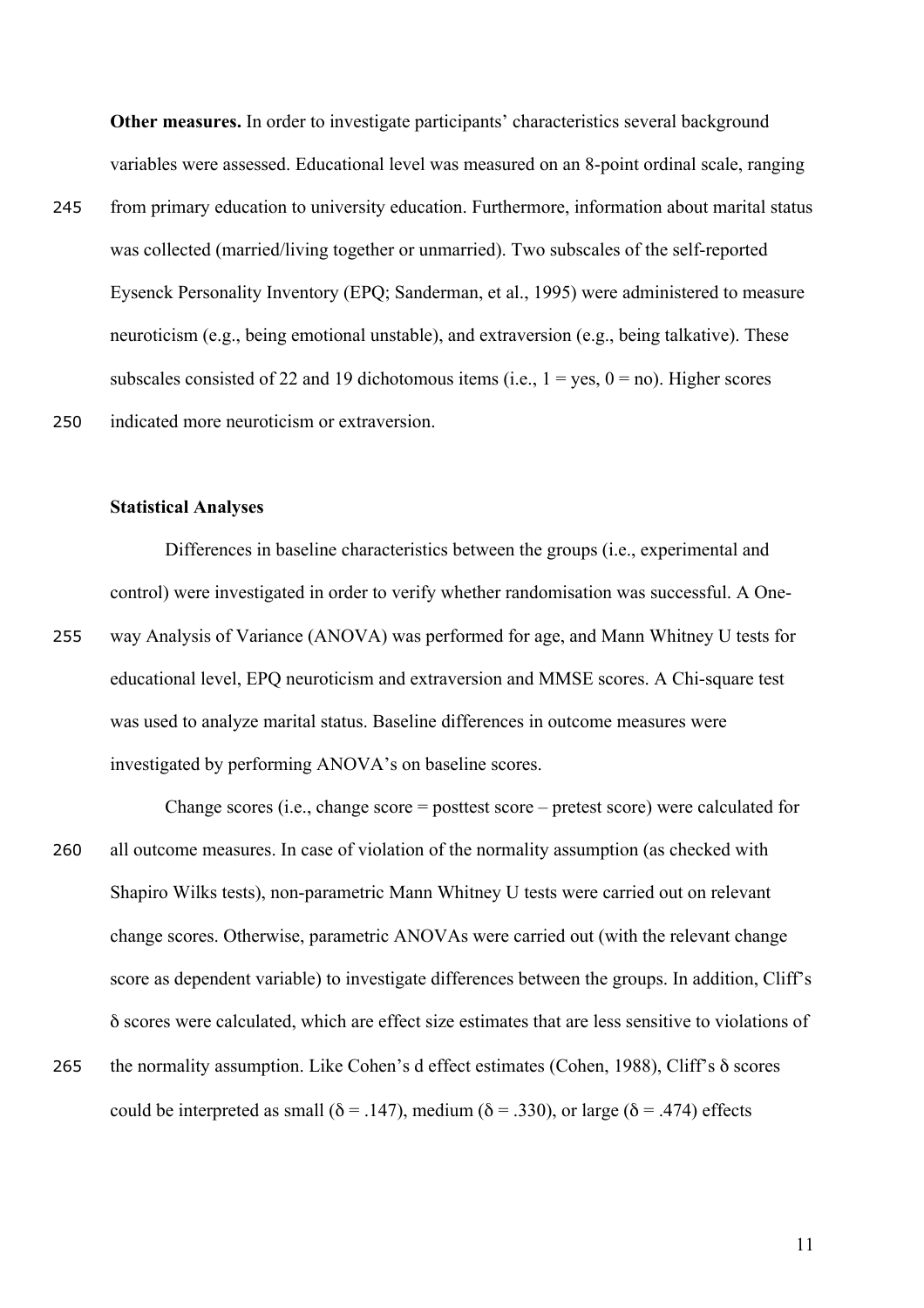**Other measures.** In order to investigate participants' characteristics several background variables were assessed. Educational level was measured on an 8-point ordinal scale, ranging from primary education to university education. Furthermore, information about marital status was collected (married/living together or unmarried). Two subscales of the self-reported Eysenck Personality Inventory (EPQ; Sanderman, et al., 1995) were administered to measure neuroticism (e.g., being emotional unstable), and extraversion (e.g., being talkative). These subscales consisted of 22 and 19 dichotomous items (i.e., 1 = yes, 0 = no). Higher scores indicated more neuroticism or extraversion.

**Statistical Analyses**

Differences in baseline characteristics between the groups (i.e., experimental and control) were investigated in order to verify whether randomisation was successful. A One-way Analysis of Variance (ANOVA) was performed for age, and Mann Whitney U tests for educational level, EPQ neuroticism and extraversion and MMSE scores. A Chi-square test was used to analyze marital status. Baseline differences in outcome measures were investigated by performing ANOVA's on baseline scores.

Change scores (i.e., change score = posttest score – pretest score) were calculated for all outcome measures. In case of violation of the normality assumption (as checked with Shapiro Wilks tests), non-parametric Mann Whitney U tests were carried out on relevant change scores. Otherwise, parametric ANOVAs were carried out (with the relevant change score as dependent variable) to investigate differences between the groups. In addition, Cliff's $\delta$ scores were calculated, which are effect size estimates that are less sensitive to violations of the normality assumption. Like Cohen's d effect estimates (Cohen, 1988), Cliff's $\delta$ scores could be interpreted as small ($\delta = .147$), medium ($\delta = .330$), or large ($\delta = .474$) effects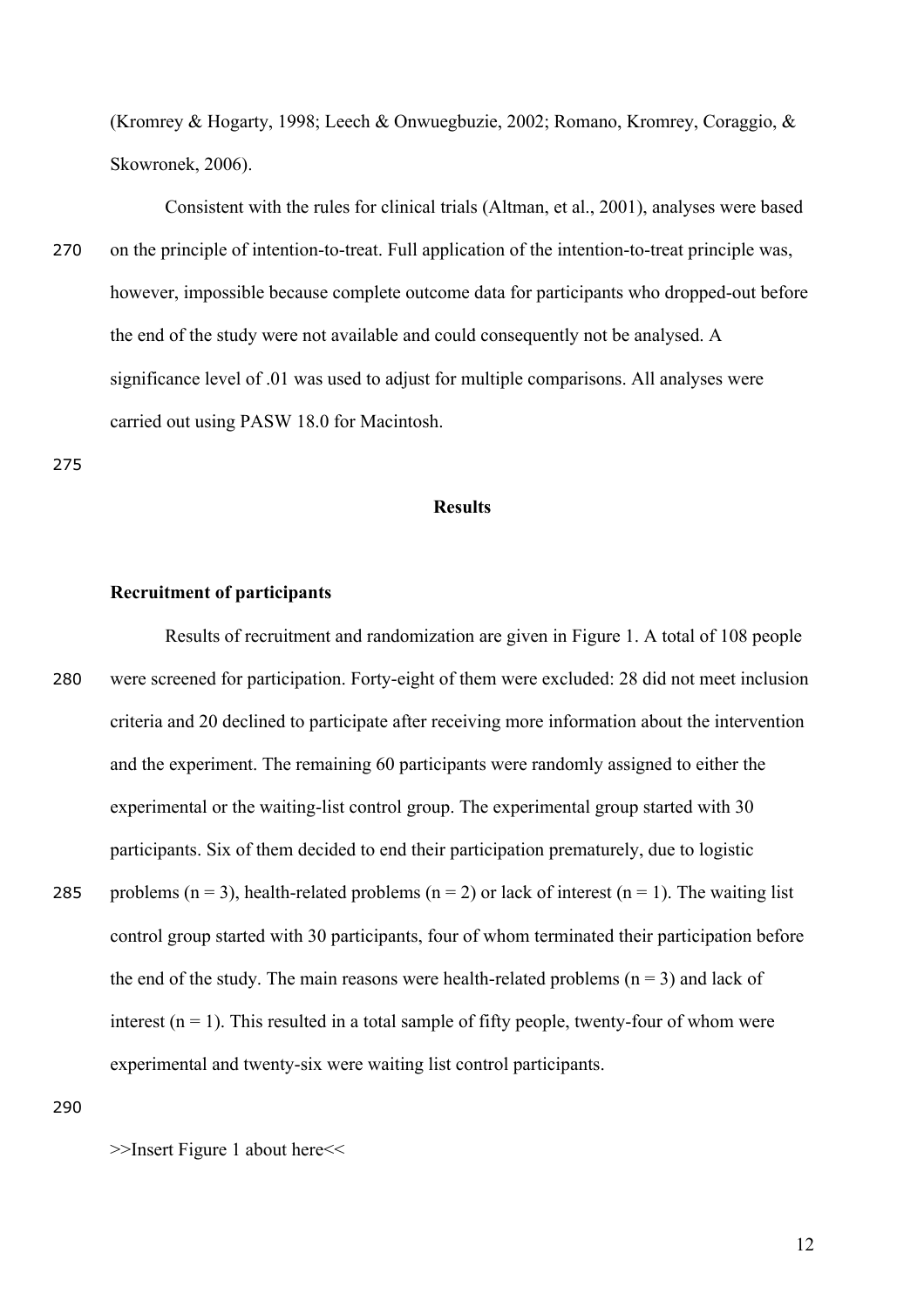(Kromrey & Hogarty, 1998; Leech & Onwuegbuzie, 2002; Romano, Kromrey, Coraggio, & Skowronek, 2006).

Consistent with the rules for clinical trials (Altman, et al., 2001), analyses were based on the principle of intention-to-treat. Full application of the intention-to-treat principle was, however, impossible because complete outcome data for participants who dropped-out before the end of the study were not available and could consequently not be analysed. A significance level of .01 was used to adjust for multiple comparisons. All analyses were carried out using PASW 18.0 for Macintosh.

## Results

### Recruitment of participants

Results of recruitment and randomization are given in Figure 1. A total of 108 people were screened for participation. Forty-eight of them were excluded: 28 did not meet inclusion criteria and 20 declined to participate after receiving more information about the intervention and the experiment. The remaining 60 participants were randomly assigned to either the experimental or the waiting-list control group. The experimental group started with 30 participants. Six of them decided to end their participation prematurely, due to logistic problems ($n = 3$), health-related problems ($n = 2$) or lack of interest ($n = 1$). The waiting list control group started with 30 participants, four of whom terminated their participation before the end of the study. The main reasons were health-related problems ($n = 3$) and lack of interest ($n = 1$). This resulted in a total sample of fifty people, twenty-four of whom were experimental and twenty-six were waiting list control participants.

>>Insert Figure 1 about here<<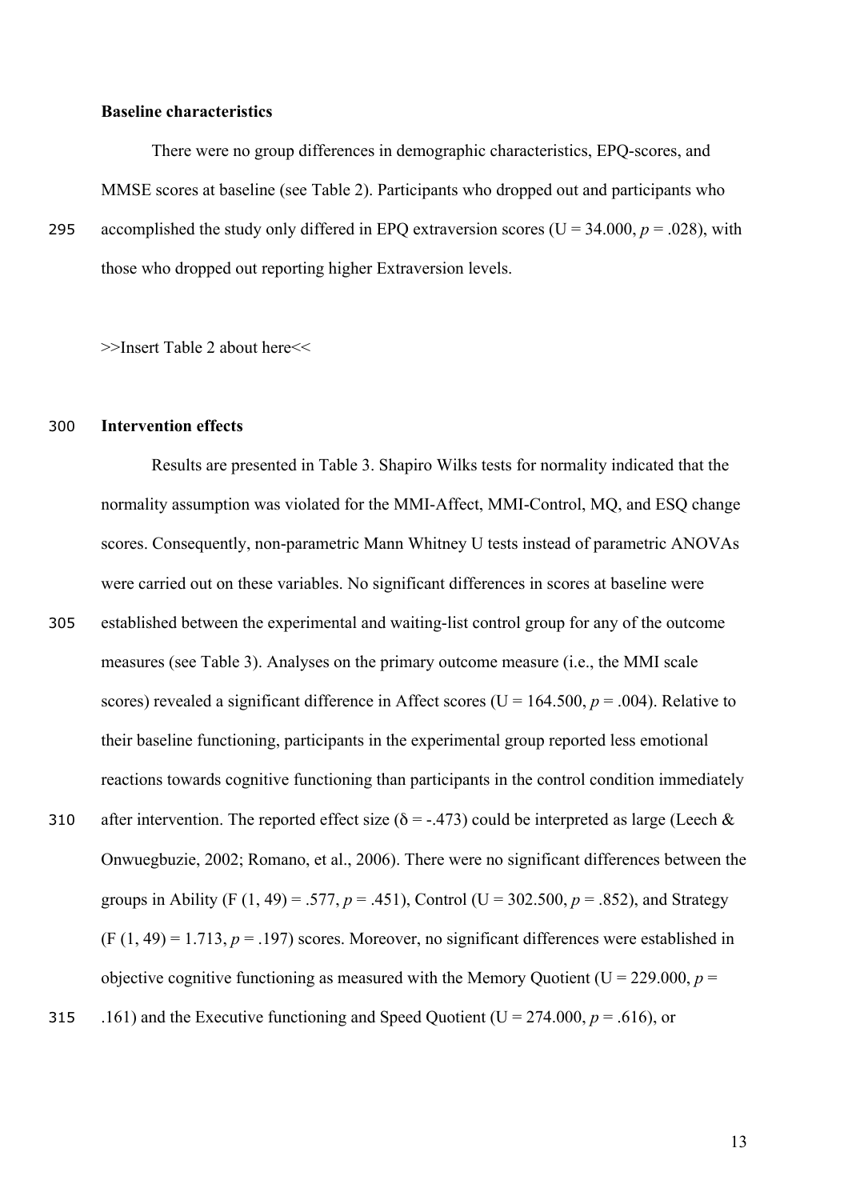**Baseline characteristics**

There were no group differences in demographic characteristics, EPQ-scores, and MMSE scores at baseline (see Table 2). Participants who dropped out and participants who accomplished the study only differed in EPQ extraversion scores (U = 34.000, $p$ = .028), with those who dropped out reporting higher Extraversion levels.

>>Insert Table 2 about here<<

**Intervention effects**

Results are presented in Table 3. Shapiro Wilks tests for normality indicated that the normality assumption was violated for the MMI-Affect, MMI-Control, MQ, and ESQ change scores. Consequently, non-parametric Mann Whitney U tests instead of parametric ANOVAs were carried out on these variables. No significant differences in scores at baseline were established between the experimental and waiting-list control group for any of the outcome measures (see Table 3). Analyses on the primary outcome measure (i.e., the MMI scale scores) revealed a significant difference in Affect scores (U = 164.500, $p$ = .004). Relative to their baseline functioning, participants in the experimental group reported less emotional reactions towards cognitive functioning than participants in the control condition immediately after intervention. The reported effect size ($\delta$ = -.473) could be interpreted as large (Leech & Onwuegbuzie, 2002; Romano, et al., 2006). There were no significant differences between the groups in Ability ($F$ (1, 49) = .577, $p$ = .451), Control (U = 302.500, $p$ = .852), and Strategy ($F$ (1, 49) = 1.713, $p$ = .197) scores. Moreover, no significant differences were established in objective cognitive functioning as measured with the Memory Quotient (U = 229.000, $p$ = .161) and the Executive functioning and Speed Quotient (U = 274.000, $p$ = .616), or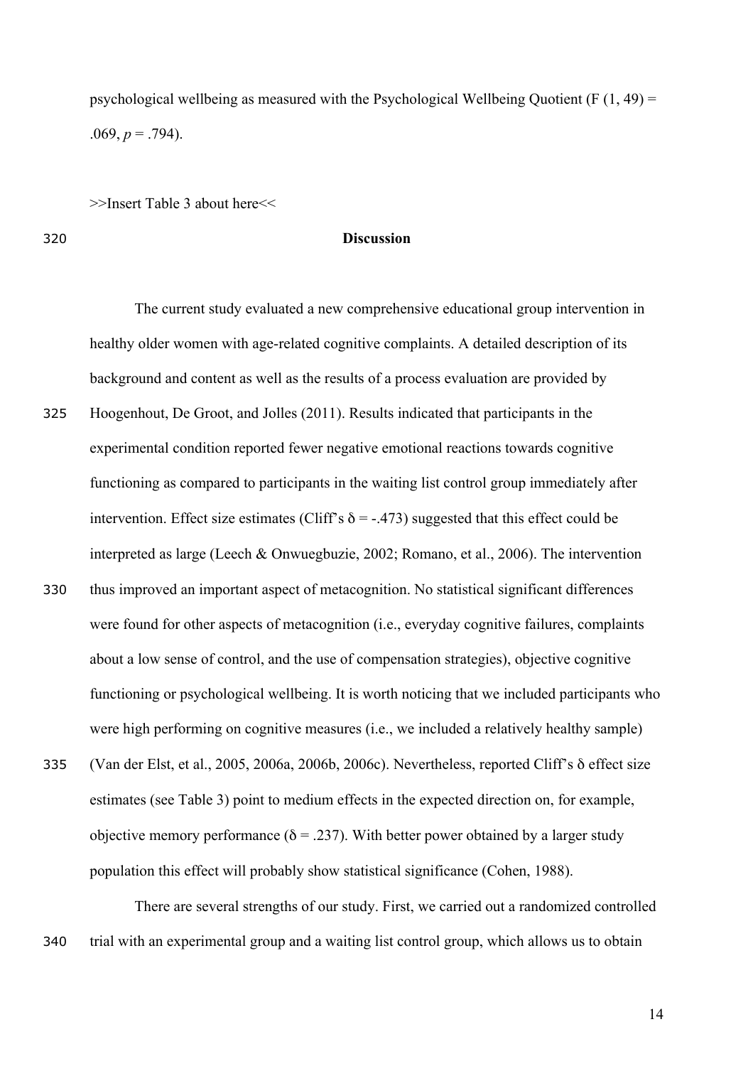psychological wellbeing as measured with the Psychological Wellbeing Quotient ($F(1, 49) = .069$, $p = .794$).

>>Insert Table 3 about here<<

## Discussion

The current study evaluated a new comprehensive educational group intervention in healthy older women with age-related cognitive complaints. A detailed description of its background and content as well as the results of a process evaluation are provided by Hoogenhout, De Groot, and Jolles (2011). Results indicated that participants in the experimental condition reported fewer negative emotional reactions towards cognitive functioning as compared to participants in the waiting list control group immediately after intervention. Effect size estimates (Cliff's $\delta = -.473$) suggested that this effect could be interpreted as large (Leech & Onwuegbuzie, 2002; Romano, et al., 2006). The intervention thus improved an important aspect of metacognition. No statistical significant differences were found for other aspects of metacognition (i.e., everyday cognitive failures, complaints about a low sense of control, and the use of compensation strategies), objective cognitive functioning or psychological wellbeing. It is worth noticing that we included participants who were high performing on cognitive measures (i.e., we included a relatively healthy sample) (Van der Elst, et al., 2005, 2006a, 2006b, 2006c). Nevertheless, reported Cliff's $\delta$ effect size estimates (see Table 3) point to medium effects in the expected direction on, for example, objective memory performance ($\delta = .237$). With better power obtained by a larger study population this effect will probably show statistical significance (Cohen, 1988).

There are several strengths of our study. First, we carried out a randomized controlled trial with an experimental group and a waiting list control group, which allows us to obtain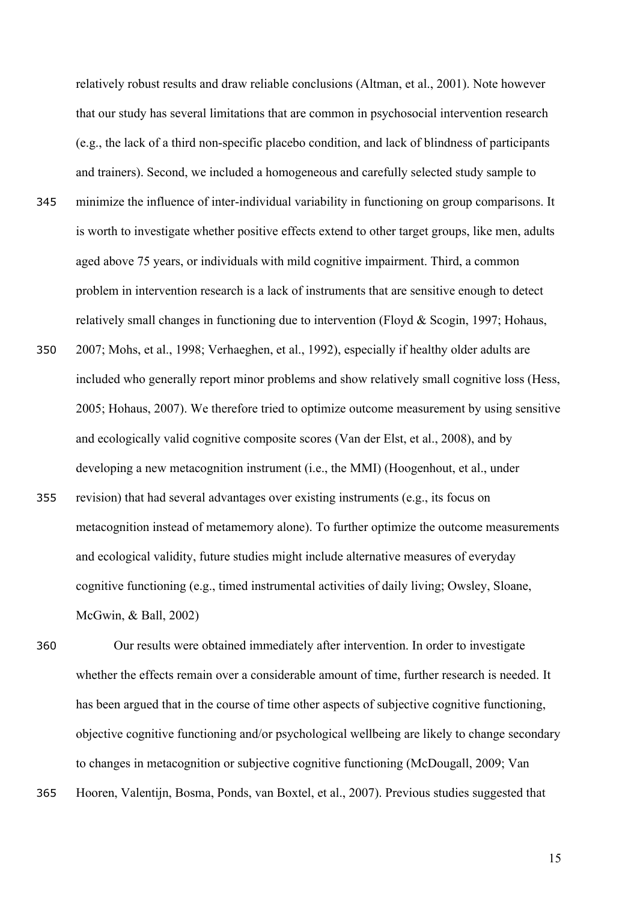relatively robust results and draw reliable conclusions (Altman, et al., 2001). Note however that our study has several limitations that are common in psychosocial intervention research (e.g., the lack of a third non-specific placebo condition, and lack of blindness of participants and trainers). Second, we included a homogeneous and carefully selected study sample to minimize the influence of inter-individual variability in functioning on group comparisons. It is worth to investigate whether positive effects extend to other target groups, like men, adults aged above 75 years, or individuals with mild cognitive impairment. Third, a common problem in intervention research is a lack of instruments that are sensitive enough to detect relatively small changes in functioning due to intervention (Floyd & Scogin, 1997; Hohaus, 2007; Mohs, et al., 1998; Verhaeghen, et al., 1992), especially if healthy older adults are included who generally report minor problems and show relatively small cognitive loss (Hess, 2005; Hohaus, 2007). We therefore tried to optimize outcome measurement by using sensitive and ecologically valid cognitive composite scores (Van der Elst, et al., 2008), and by developing a new metacognition instrument (i.e., the MMI) (Hoogenhout, et al., under revision) that had several advantages over existing instruments (e.g., its focus on metacognition instead of metamemory alone). To further optimize the outcome measurements and ecological validity, future studies might include alternative measures of everyday cognitive functioning (e.g., timed instrumental activities of daily living; Owsley, Sloane, McGwin, & Ball, 2002)

Our results were obtained immediately after intervention. In order to investigate whether the effects remain over a considerable amount of time, further research is needed. It has been argued that in the course of time other aspects of subjective cognitive functioning, objective cognitive functioning and/or psychological wellbeing are likely to change secondary to changes in metacognition or subjective cognitive functioning (McDougall, 2009; Van Hooren, Valentijn, Bosma, Ponds, van Boxtel, et al., 2007). Previous studies suggested that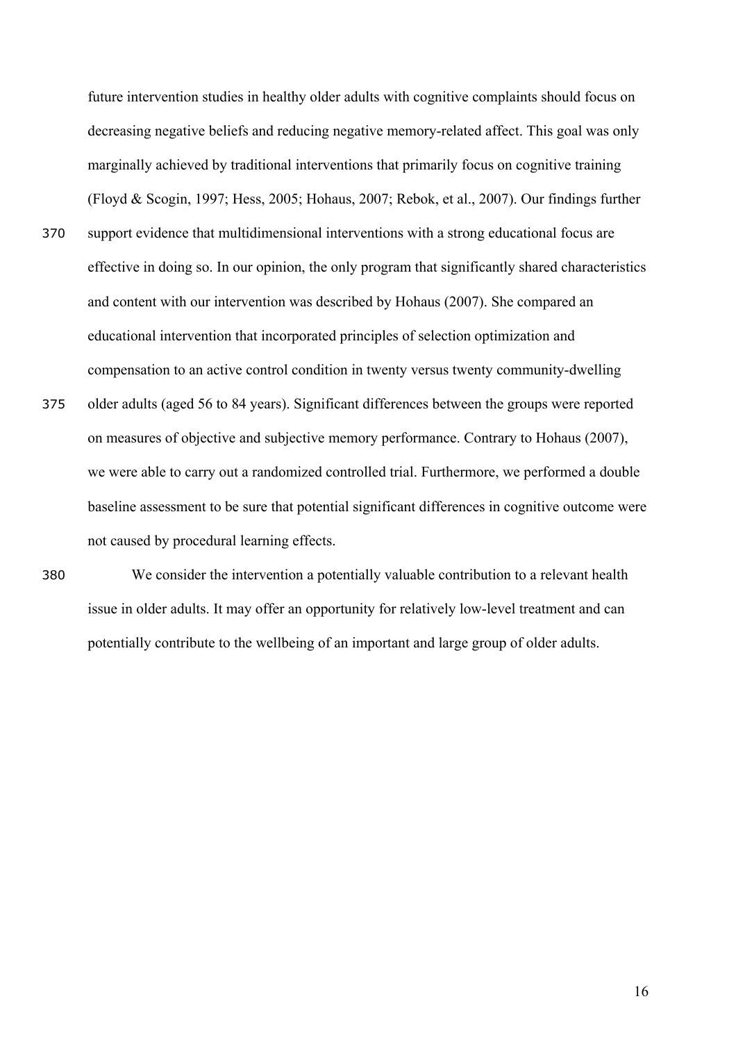future intervention studies in healthy older adults with cognitive complaints should focus on decreasing negative beliefs and reducing negative memory-related affect. This goal was only marginally achieved by traditional interventions that primarily focus on cognitive training (Floyd & Scogin, 1997; Hess, 2005; Hohaus, 2007; Rebok, et al., 2007). Our findings further support evidence that multidimensional interventions with a strong educational focus are effective in doing so. In our opinion, the only program that significantly shared characteristics and content with our intervention was described by Hohaus (2007). She compared an educational intervention that incorporated principles of selection optimization and compensation to an active control condition in twenty versus twenty community-dwelling older adults (aged 56 to 84 years). Significant differences between the groups were reported on measures of objective and subjective memory performance. Contrary to Hohaus (2007), we were able to carry out a randomized controlled trial. Furthermore, we performed a double baseline assessment to be sure that potential significant differences in cognitive outcome were not caused by procedural learning effects.

We consider the intervention a potentially valuable contribution to a relevant health issue in older adults. It may offer an opportunity for relatively low-level treatment and can potentially contribute to the wellbeing of an important and large group of older adults.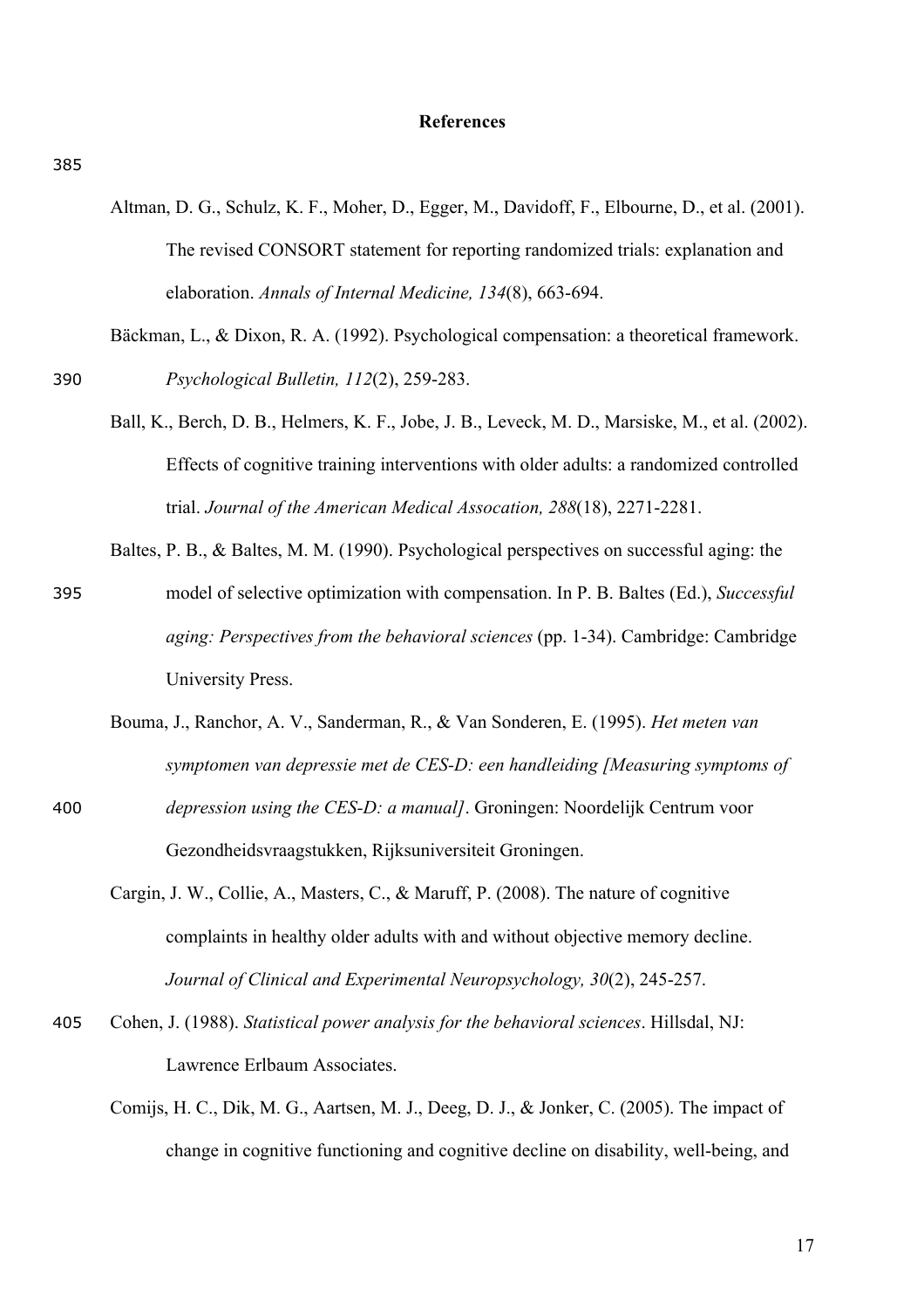## References

Altman, D. G., Schulz, K. F., Moher, D., Egger, M., Davidoff, F., Elbourne, D., et al. (2001). The revised CONSORT statement for reporting randomized trials: explanation and elaboration. *Annals of Internal Medicine, 134*(8), 663-694.

Bäckman, L., & Dixon, R. A. (1992). Psychological compensation: a theoretical framework. *Psychological Bulletin, 112*(2), 259-283.

Ball, K., Berch, D. B., Helmers, K. F., Jobe, J. B., Leveck, M. D., Marsiske, M., et al. (2002). Effects of cognitive training interventions with older adults: a randomized controlled trial. *Journal of the American Medical Assocation, 288*(18), 2271-2281.

Baltes, P. B., & Baltes, M. M. (1990). Psychological perspectives on successful aging: the model of selective optimization with compensation. In P. B. Baltes (Ed.), *Successful aging: Perspectives from the behavioral sciences* (pp. 1-34). Cambridge: Cambridge University Press.

Bouma, J., Ranchor, A. V., Sanderman, R., & Van Sonderen, E. (1995). *Het meten van symptomen van depressie met de CES-D: een handleiding [Measuring symptoms of depression using the CES-D: a manual]*. Groningen: Noordelijk Centrum voor Gezondheidsvraagstukken, Rijksuniversiteit Groningen.

Cargin, J. W., Collie, A., Masters, C., & Maruff, P. (2008). The nature of cognitive complaints in healthy older adults with and without objective memory decline. *Journal of Clinical and Experimental Neuropsychology, 30*(2), 245-257.

Cohen, J. (1988). *Statistical power analysis for the behavioral sciences*. Hillsdal, NJ: Lawrence Erlbaum Associates.

Comijs, H. C., Dik, M. G., Aartsen, M. J., Deeg, D. J., & Jonker, C. (2005). The impact of change in cognitive functioning and cognitive decline on disability, well-being, and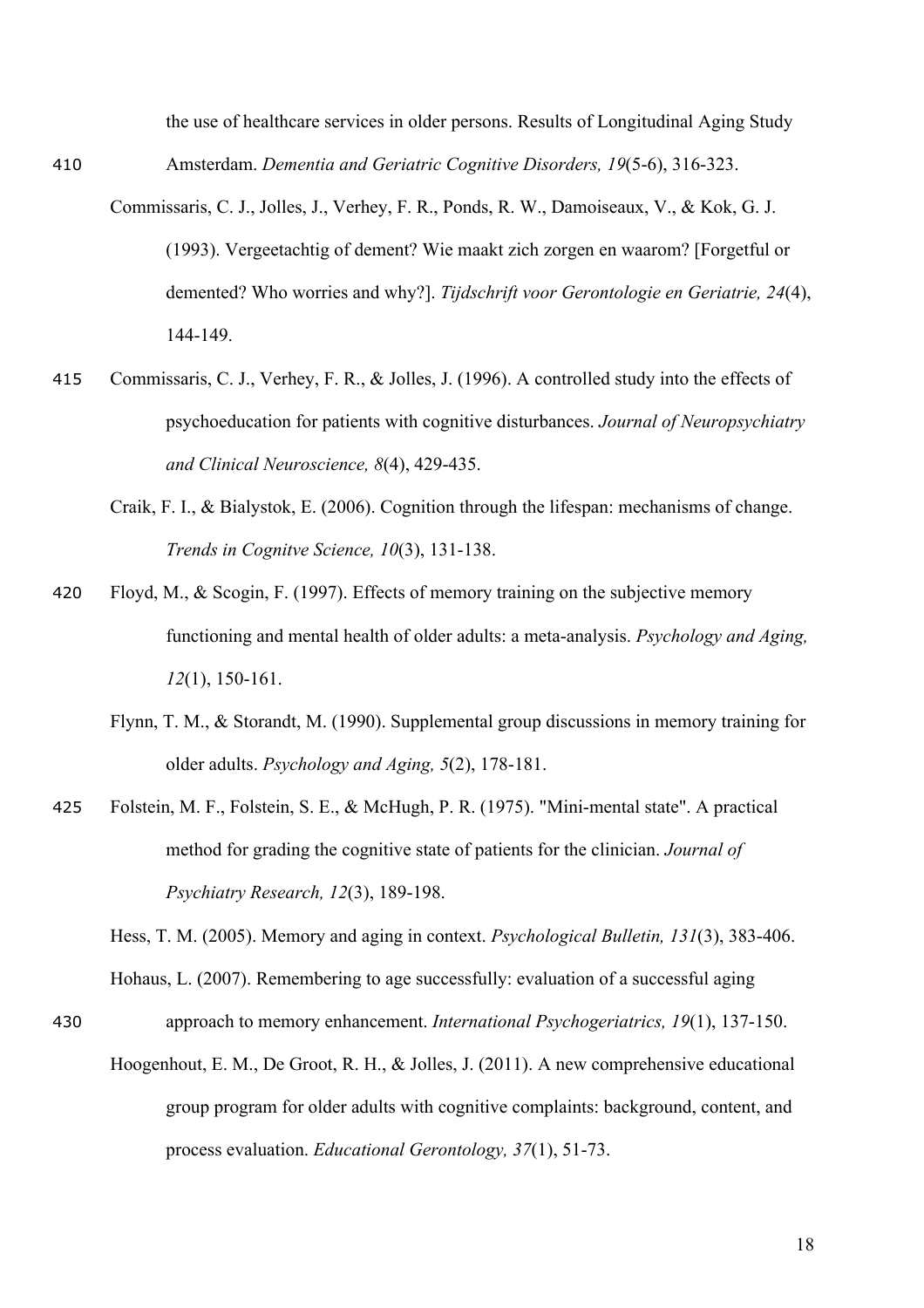the use of healthcare services in older persons. Results of Longitudinal Aging Study Amsterdam. *Dementia and Geriatric Cognitive Disorders, 19*(5-6), 316-323.

Commissaris, C. J., Jolles, J., Verhey, F. R., Ponds, R. W., Damoiseaux, V., & Kok, G. J. (1993). Vergeetachtig of dement? Wie maakt zich zorgen en waarom? [Forgetful or demented? Who worries and why?]. *Tijdschrift voor Gerontologie en Geriatrie, 24*(4), 144-149.

Commissaris, C. J., Verhey, F. R., & Jolles, J. (1996). A controlled study into the effects of psychoeducation for patients with cognitive disturbances. *Journal of Neuropsychiatry and Clinical Neuroscience, 8*(4), 429-435.

Craik, F. I., & Bialystok, E. (2006). Cognition through the lifespan: mechanisms of change. *Trends in Cognitve Science, 10*(3), 131-138.

Floyd, M., & Scogin, F. (1997). Effects of memory training on the subjective memory functioning and mental health of older adults: a meta-analysis. *Psychology and Aging, 12*(1), 150-161.

Flynn, T. M., & Storandt, M. (1990). Supplemental group discussions in memory training for older adults. *Psychology and Aging, 5*(2), 178-181.

Folstein, M. F., Folstein, S. E., & McHugh, P. R. (1975). "Mini-mental state". A practical method for grading the cognitive state of patients for the clinician. *Journal of Psychiatry Research, 12*(3), 189-198.

Hess, T. M. (2005). Memory and aging in context. *Psychological Bulletin, 131*(3), 383-406.

Hohaus, L. (2007). Remembering to age successfully: evaluation of a successful aging approach to memory enhancement. *International Psychogeriatrics, 19*(1), 137-150.

Hoogenhout, E. M., De Groot, R. H., & Jolles, J. (2011). A new comprehensive educational group program for older adults with cognitive complaints: background, content, and process evaluation. *Educational Gerontology, 37*(1), 51-73.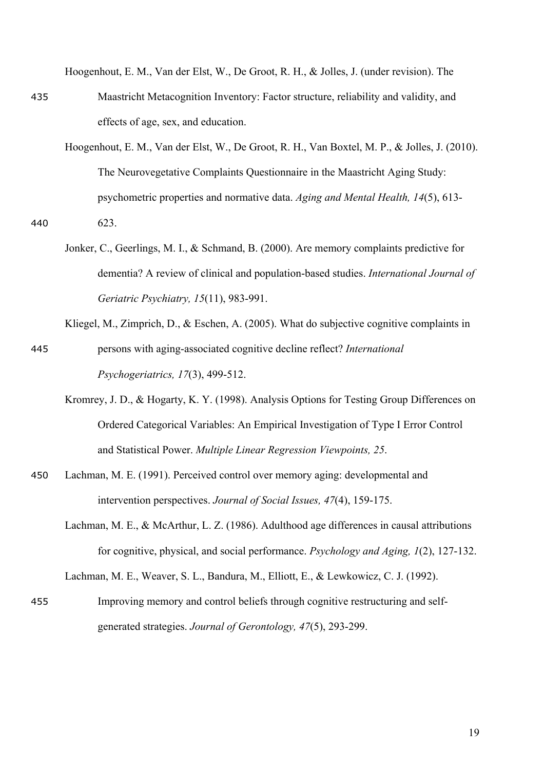Hoogenhout, E. M., Van der Elst, W., De Groot, R. H., & Jolles, J. (under revision). The Maastricht Metacognition Inventory: Factor structure, reliability and validity, and effects of age, sex, and education.

Hoogenhout, E. M., Van der Elst, W., De Groot, R. H., Van Boxtel, M. P., & Jolles, J. (2010). The Neurovegetative Complaints Questionnaire in the Maastricht Aging Study: psychometric properties and normative data. *Aging and Mental Health, 14*(5), 613-623.

Jonker, C., Geerlings, M. I., & Schmand, B. (2000). Are memory complaints predictive for dementia? A review of clinical and population-based studies. *International Journal of Geriatric Psychiatry, 15*(11), 983-991.

Kliegel, M., Zimprich, D., & Eschen, A. (2005). What do subjective cognitive complaints in persons with aging-associated cognitive decline reflect? *International Psychogeriatrics, 17*(3), 499-512.

Kromrey, J. D., & Hogarty, K. Y. (1998). Analysis Options for Testing Group Differences on Ordered Categorical Variables: An Empirical Investigation of Type I Error Control and Statistical Power. *Multiple Linear Regression Viewpoints, 25*.

Lachman, M. E. (1991). Perceived control over memory aging: developmental and intervention perspectives. *Journal of Social Issues, 47*(4), 159-175.

Lachman, M. E., & McArthur, L. Z. (1986). Adulthood age differences in causal attributions for cognitive, physical, and social performance. *Psychology and Aging, 1*(2), 127-132.

Lachman, M. E., Weaver, S. L., Bandura, M., Elliott, E., & Lewkowicz, C. J. (1992). Improving memory and control beliefs through cognitive restructuring and self-generated strategies. *Journal of Gerontology, 47*(5), 293-299.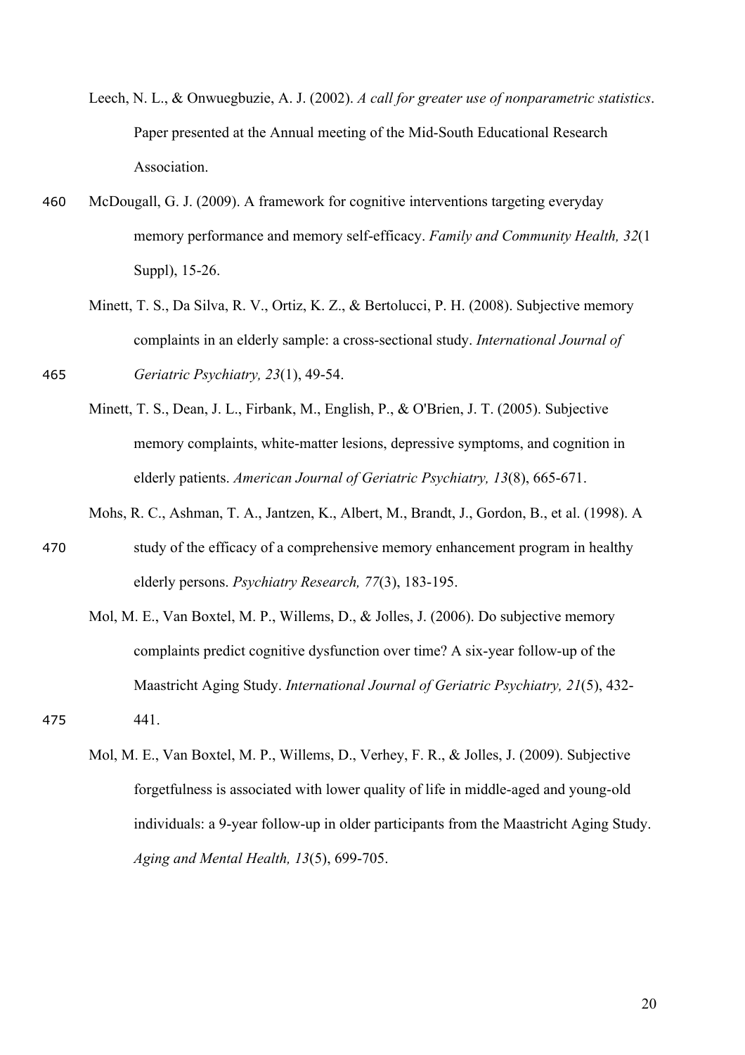Leech, N. L., & Onwuegbuzie, A. J. (2002). *A call for greater use of nonparametric statistics*. Paper presented at the Annual meeting of the Mid-South Educational Research Association.

McDougall, G. J. (2009). A framework for cognitive interventions targeting everyday memory performance and memory self-efficacy. *Family and Community Health, 32*(1 Suppl), 15-26.

Minett, T. S., Da Silva, R. V., Ortiz, K. Z., & Bertolucci, P. H. (2008). Subjective memory complaints in an elderly sample: a cross-sectional study. *International Journal of Geriatric Psychiatry, 23*(1), 49-54.

Minett, T. S., Dean, J. L., Firbank, M., English, P., & O'Brien, J. T. (2005). Subjective memory complaints, white-matter lesions, depressive symptoms, and cognition in elderly patients. *American Journal of Geriatric Psychiatry, 13*(8), 665-671.

Mohs, R. C., Ashman, T. A., Jantzen, K., Albert, M., Brandt, J., Gordon, B., et al. (1998). A study of the efficacy of a comprehensive memory enhancement program in healthy elderly persons. *Psychiatry Research, 77*(3), 183-195.

Mol, M. E., Van Boxtel, M. P., Willems, D., & Jolles, J. (2006). Do subjective memory complaints predict cognitive dysfunction over time? A six-year follow-up of the Maastricht Aging Study. *International Journal of Geriatric Psychiatry, 21*(5), 432-441.

Mol, M. E., Van Boxtel, M. P., Willems, D., Verhey, F. R., & Jolles, J. (2009). Subjective forgetfulness is associated with lower quality of life in middle-aged and young-old individuals: a 9-year follow-up in older participants from the Maastricht Aging Study. *Aging and Mental Health, 13*(5), 699-705.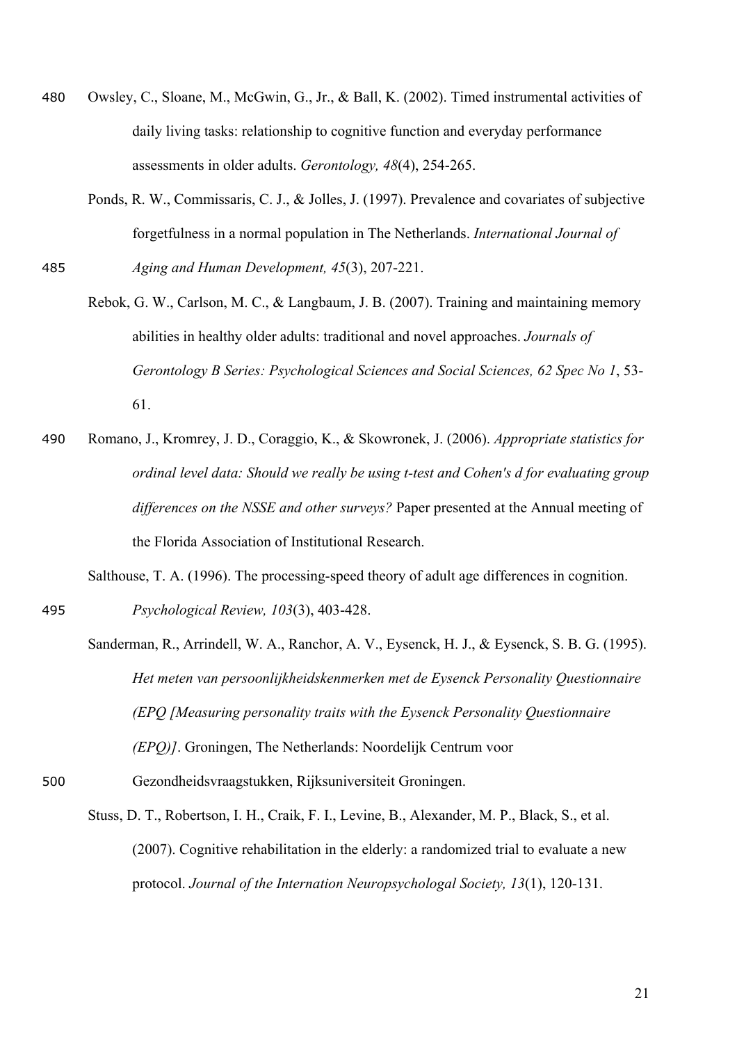Owsley, C., Sloane, M., McGwin, G., Jr., & Ball, K. (2002). Timed instrumental activities of daily living tasks: relationship to cognitive function and everyday performance assessments in older adults. *Gerontology, 48*(4), 254-265.

Ponds, R. W., Commissaris, C. J., & Jolles, J. (1997). Prevalence and covariates of subjective forgetfulness in a normal population in The Netherlands. *International Journal of Aging and Human Development, 45*(3), 207-221.

Rebok, G. W., Carlson, M. C., & Langbaum, J. B. (2007). Training and maintaining memory abilities in healthy older adults: traditional and novel approaches. *Journals of Gerontology B Series: Psychological Sciences and Social Sciences, 62 Spec No 1*, 53-61.

Romano, J., Kromrey, J. D., Coraggio, K., & Skowronek, J. (2006). *Appropriate statistics for ordinal level data: Should we really be using t-test and Cohen's d for evaluating group differences on the NSSE and other surveys?* Paper presented at the Annual meeting of the Florida Association of Institutional Research.

Salthouse, T. A. (1996). The processing-speed theory of adult age differences in cognition. *Psychological Review, 103*(3), 403-428.

Sanderman, R., Arrindell, W. A., Ranchor, A. V., Eysenck, H. J., & Eysenck, S. B. G. (1995). *Het meten van persoonlijkheidskenmerken met de Eysenck Personality Questionnaire (EPQ [Measuring personality traits with the Eysenck Personality Questionnaire (EPQ)]*. Groningen, The Netherlands: Noordelijk Centrum voor Gezondheidsvraagstukken, Rijksuniversiteit Groningen.

Stuss, D. T., Robertson, I. H., Craik, F. I., Levine, B., Alexander, M. P., Black, S., et al. (2007). Cognitive rehabilitation in the elderly: a randomized trial to evaluate a new protocol. *Journal of the Internation Neuropsychologal Society, 13*(1), 120-131.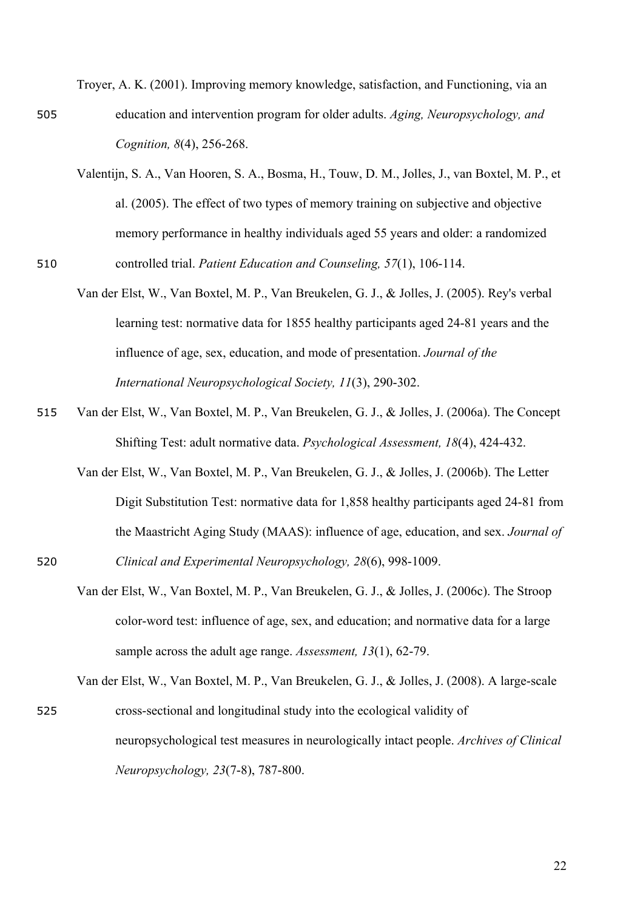Troyer, A. K. (2001). Improving memory knowledge, satisfaction, and Functioning, via an education and intervention program for older adults. *Aging, Neuropsychology, and Cognition, 8*(4), 256-268.

Valentijn, S. A., Van Hooren, S. A., Bosma, H., Touw, D. M., Jolles, J., van Boxtel, M. P., et al. (2005). The effect of two types of memory training on subjective and objective memory performance in healthy individuals aged 55 years and older: a randomized controlled trial. *Patient Education and Counseling, 57*(1), 106-114.

Van der Elst, W., Van Boxtel, M. P., Van Breukelen, G. J., & Jolles, J. (2005). Rey's verbal learning test: normative data for 1855 healthy participants aged 24-81 years and the influence of age, sex, education, and mode of presentation. *Journal of the International Neuropsychological Society, 11*(3), 290-302.

Van der Elst, W., Van Boxtel, M. P., Van Breukelen, G. J., & Jolles, J. (2006a). The Concept Shifting Test: adult normative data. *Psychological Assessment, 18*(4), 424-432.

Van der Elst, W., Van Boxtel, M. P., Van Breukelen, G. J., & Jolles, J. (2006b). The Letter Digit Substitution Test: normative data for 1,858 healthy participants aged 24-81 from the Maastricht Aging Study (MAAS): influence of age, education, and sex. *Journal of Clinical and Experimental Neuropsychology, 28*(6), 998-1009.

Van der Elst, W., Van Boxtel, M. P., Van Breukelen, G. J., & Jolles, J. (2006c). The Stroop color-word test: influence of age, sex, and education; and normative data for a large sample across the adult age range. *Assessment, 13*(1), 62-79.

Van der Elst, W., Van Boxtel, M. P., Van Breukelen, G. J., & Jolles, J. (2008). A large-scale cross-sectional and longitudinal study into the ecological validity of neuropsychological test measures in neurologically intact people. *Archives of Clinical Neuropsychology, 23*(7-8), 787-800.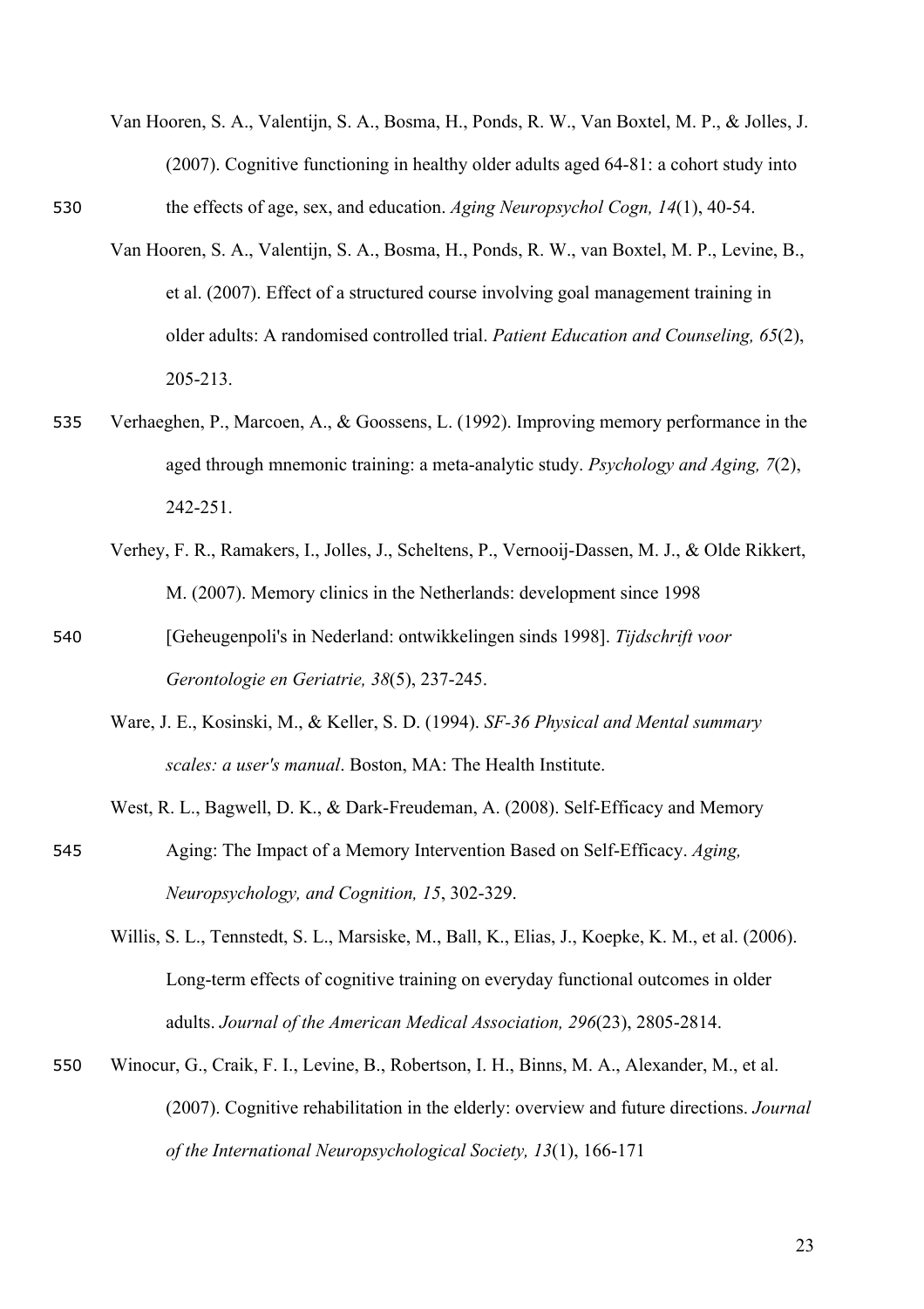Van Hooren, S. A., Valentijn, S. A., Bosma, H., Ponds, R. W., Van Boxtel, M. P., & Jolles, J. (2007). Cognitive functioning in healthy older adults aged 64-81: a cohort study into the effects of age, sex, and education. *Aging Neuropsychol Cogn, 14*(1), 40-54.

Van Hooren, S. A., Valentijn, S. A., Bosma, H., Ponds, R. W., van Boxtel, M. P., Levine, B., et al. (2007). Effect of a structured course involving goal management training in older adults: A randomised controlled trial. *Patient Education and Counseling, 65*(2), 205-213.

Verhaeghen, P., Marcoen, A., & Goossens, L. (1992). Improving memory performance in the aged through mnemonic training: a meta-analytic study. *Psychology and Aging, 7*(2), 242-251.

Verhey, F. R., Ramakers, I., Jolles, J., Scheltens, P., Vernooij-Dassen, M. J., & Olde Rikkert, M. (2007). Memory clinics in the Netherlands: development since 1998 [Geheugenpoli's in Nederland: ontwikkelingen sinds 1998]. *Tijdschrift voor Gerontologie en Geriatrie, 38*(5), 237-245.

Ware, J. E., Kosinski, M., & Keller, S. D. (1994). *SF-36 Physical and Mental summary scales: a user's manual*. Boston, MA: The Health Institute.

West, R. L., Bagwell, D. K., & Dark-Freudeman, A. (2008). Self-Efficacy and Memory Aging: The Impact of a Memory Intervention Based on Self-Efficacy. *Aging, Neuropsychology, and Cognition, 15*, 302-329.

Willis, S. L., Tennstedt, S. L., Marsiske, M., Ball, K., Elias, J., Koepke, K. M., et al. (2006). Long-term effects of cognitive training on everyday functional outcomes in older adults. *Journal of the American Medical Association, 296*(23), 2805-2814.

Winocur, G., Craik, F. I., Levine, B., Robertson, I. H., Binns, M. A., Alexander, M., et al. (2007). Cognitive rehabilitation in the elderly: overview and future directions. *Journal of the International Neuropsychological Society, 13*(1), 166-171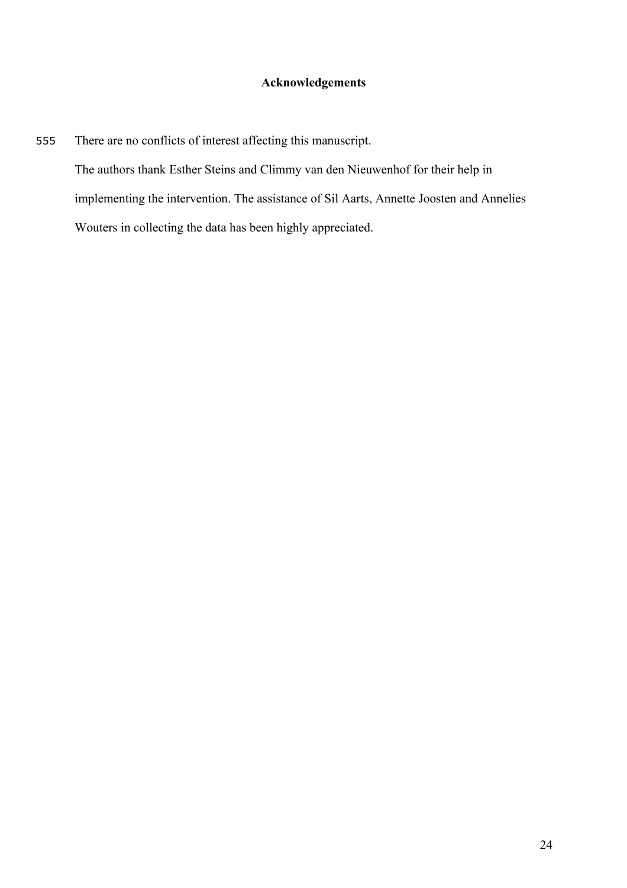## Acknowledgements

There are no conflicts of interest affecting this manuscript.

The authors thank Esther Steins and Climmy van den Nieuwenhof for their help in implementing the intervention. The assistance of Sil Aarts, Annette Joosten and Annelies Wouters in collecting the data has been highly appreciated.